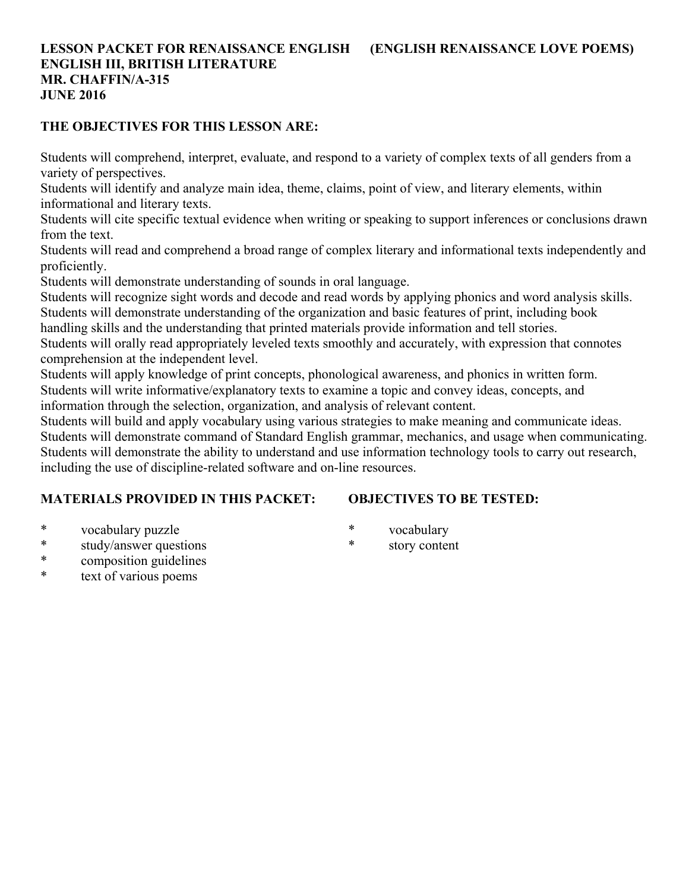**LESSON PACKET FOR RENAISSANCE ENGLISH (ENGLISH RENAISSANCE LOVE POEMS)**
**ENGLISH III, BRITISH LITERATURE**
**MR. CHAFFIN/A-315**
**JUNE 2016**

**THE OBJECTIVES FOR THIS LESSON ARE:**

Students will comprehend, interpret, evaluate, and respond to a variety of complex texts of all genders from a variety of perspectives.
Students will identify and analyze main idea, theme, claims, point of view, and literary elements, within informational and literary texts.
Students will cite specific textual evidence when writing or speaking to support inferences or conclusions drawn from the text.
Students will read and comprehend a broad range of complex literary and informational texts independently and proficiently.
Students will demonstrate understanding of sounds in oral language.
Students will recognize sight words and decode and read words by applying phonics and word analysis skills.
Students will demonstrate understanding of the organization and basic features of print, including book handling skills and the understanding that printed materials provide information and tell stories.
Students will orally read appropriately leveled texts smoothly and accurately, with expression that connotes comprehension at the independent level.
Students will apply knowledge of print concepts, phonological awareness, and phonics in written form.
Students will write informative/explanatory texts to examine a topic and convey ideas, concepts, and information through the selection, organization, and analysis of relevant content.
Students will build and apply vocabulary using various strategies to make meaning and communicate ideas.
Students will demonstrate command of Standard English grammar, mechanics, and usage when communicating.
Students will demonstrate the ability to understand and use information technology tools to carry out research, including the use of discipline-related software and on-line resources.

**MATERIALS PROVIDED IN THIS PACKET:**

* vocabulary puzzle
* study/answer questions
* composition guidelines
* text of various poems

**OBJECTIVES TO BE TESTED:**

* vocabulary
* story content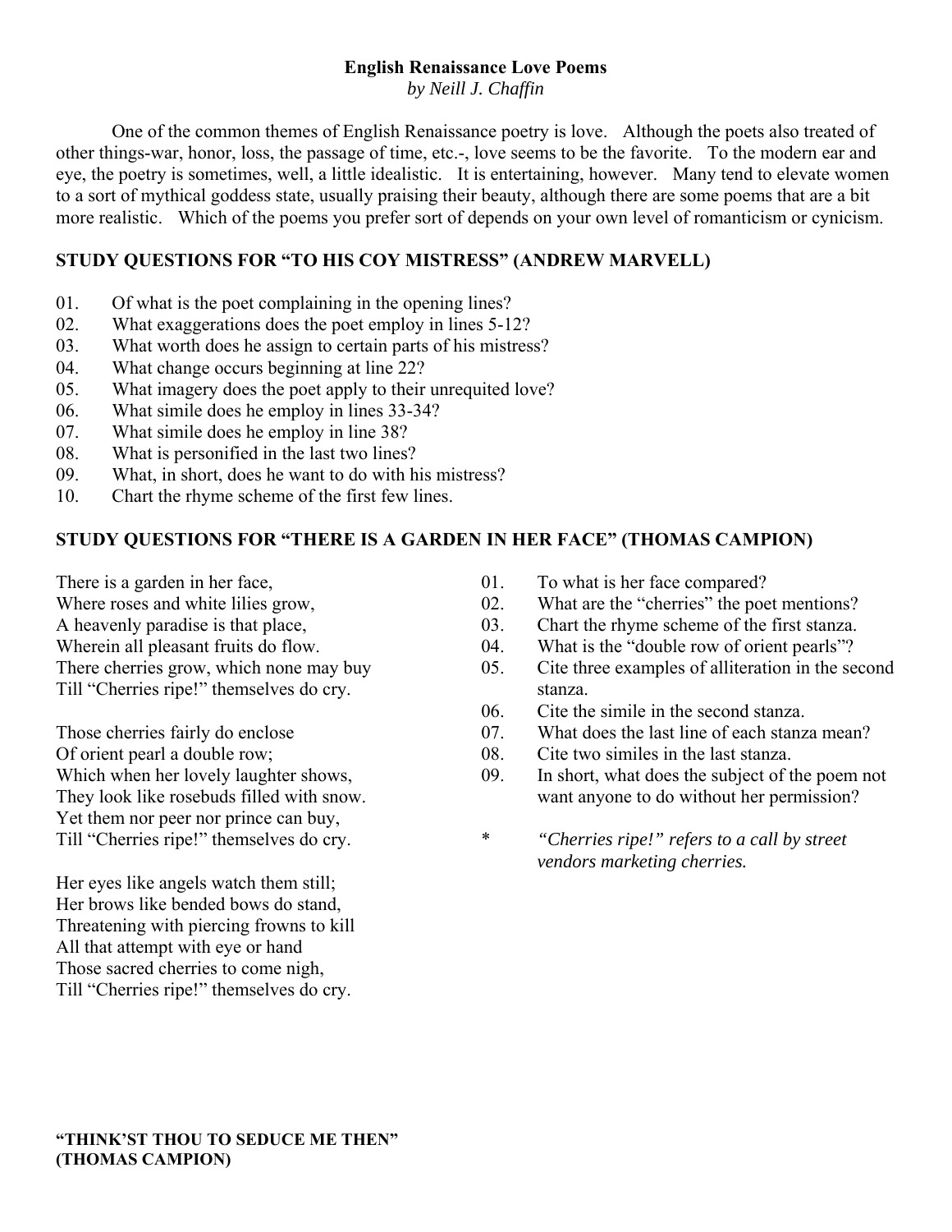**English Renaissance Love Poems**
*by Neill J. Chaffin*

One of the common themes of English Renaissance poetry is love. Although the poets also treated of other things-war, honor, loss, the passage of time, etc.-, love seems to be the favorite. To the modern ear and eye, the poetry is sometimes, well, a little idealistic. It is entertaining, however. Many tend to elevate women to a sort of mythical goddess state, usually praising their beauty, although there are some poems that are a bit more realistic. Which of the poems you prefer sort of depends on your own level of romanticism or cynicism.

## STUDY QUESTIONS FOR "TO HIS COY MISTRESS" (ANDREW MARVELL)

01. Of what is the poet complaining in the opening lines?
02. What exaggerations does the poet employ in lines 5-12?
03. What worth does he assign to certain parts of his mistress?
04. What change occurs beginning at line 22?
05. What imagery does the poet apply to their unrequited love?
06. What simile does he employ in lines 33-34?
07. What simile does he employ in line 38?
08. What is personified in the last two lines?
09. What, in short, does he want to do with his mistress?
10. Chart the rhyme scheme of the first few lines.

## STUDY QUESTIONS FOR "THERE IS A GARDEN IN HER FACE" (THOMAS CAMPION)

There is a garden in her face,
Where roses and white lilies grow,
A heavenly paradise is that place,
Wherein all pleasant fruits do flow.
There cherries grow, which none may buy
Till "Cherries ripe!" themselves do cry.

Those cherries fairly do enclose
Of orient pearl a double row;
Which when her lovely laughter shows,
They look like rosebuds filled with snow.
Yet them nor peer nor prince can buy,
Till "Cherries ripe!" themselves do cry.

Her eyes like angels watch them still;
Her brows like bended bows do stand,
Threatening with piercing frowns to kill
All that attempt with eye or hand
Those sacred cherries to come nigh,
Till "Cherries ripe!" themselves do cry.

01. To what is her face compared?
02. What are the "cherries" the poet mentions?
03. Chart the rhyme scheme of the first stanza.
04. What is the "double row of orient pearls"?
05. Cite three examples of alliteration in the second stanza.
06. Cite the simile in the second stanza.
07. What does the last line of each stanza mean?
08. Cite two similes in the last stanza.
09. In short, what does the subject of the poem not want anyone to do without her permission?

\* *"Cherries ripe!" refers to a call by street vendors marketing cherries.*

**"THINK'ST THOU TO SEDUCE ME THEN"**
**(THOMAS CAMPION)**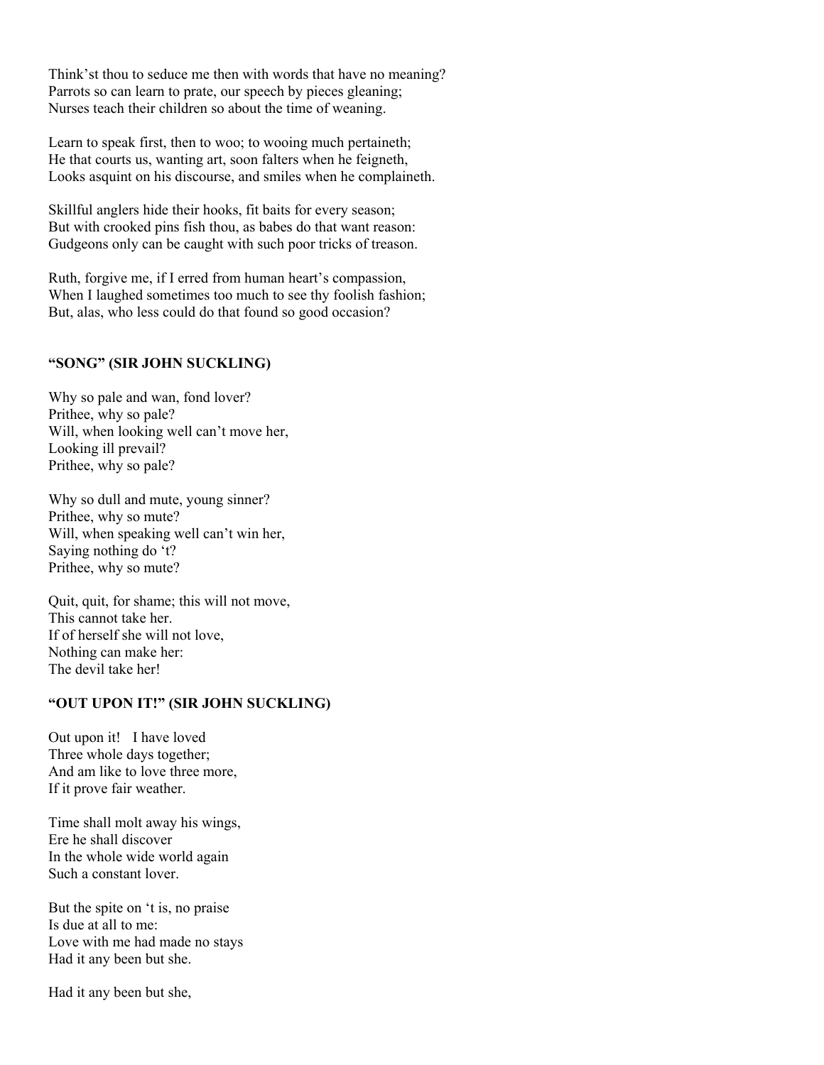Think'st thou to seduce me then with words that have no meaning?
Parrots so can learn to prate, our speech by pieces gleaning;
Nurses teach their children so about the time of weaning.

Learn to speak first, then to woo; to wooing much pertaineth;
He that courts us, wanting art, soon falters when he feigneth,
Looks asquint on his discourse, and smiles when he complaineth.

Skillful anglers hide their hooks, fit baits for every season;
But with crooked pins fish thou, as babes do that want reason:
Gudgeons only can be caught with such poor tricks of treason.

Ruth, forgive me, if I erred from human heart's compassion,
When I laughed sometimes too much to see thy foolish fashion;
But, alas, who less could do that found so good occasion?

### "SONG" (SIR JOHN SUCKLING)

Why so pale and wan, fond lover?
Prithee, why so pale?
Will, when looking well can't move her,
Looking ill prevail?
Prithee, why so pale?

Why so dull and mute, young sinner?
Prithee, why so mute?
Will, when speaking well can't win her,
Saying nothing do 't?
Prithee, why so mute?

Quit, quit, for shame; this will not move,
This cannot take her.
If of herself she will not love,
Nothing can make her:
The devil take her!

### "OUT UPON IT!" (SIR JOHN SUCKLING)

Out upon it! I have loved
Three whole days together;
And am like to love three more,
If it prove fair weather.

Time shall molt away his wings,
Ere he shall discover
In the whole wide world again
Such a constant lover.

But the spite on 't is, no praise
Is due at all to me:
Love with me had made no stays
Had it any been but she.

Had it any been but she,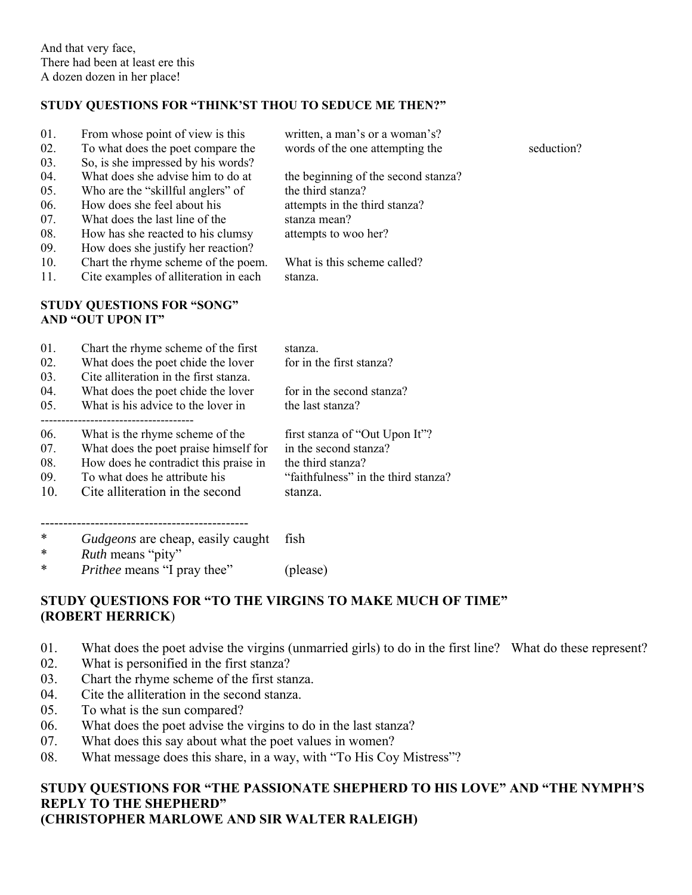And that very face,
There had been at least ere this
A dozen dozen in her place!

**STUDY QUESTIONS FOR "THINK'ST THOU TO SEDUCE ME THEN?"**

01. From whose point of view is this written, a man's or a woman's?
02. To what does the poet compare the words of the one attempting the seduction?
03. So, is she impressed by his words?
04. What does she advise him to do at the beginning of the second stanza?
05. Who are the "skillful anglers" of the third stanza?
06. How does she feel about his attempts in the third stanza?
07. What does the last line of the stanza mean?
08. How has she reacted to his clumsy attempts to woo her?
09. How does she justify her reaction?
10. Chart the rhyme scheme of the poem. What is this scheme called?
11. Cite examples of alliteration in each stanza.

**STUDY QUESTIONS FOR "SONG" AND "OUT UPON IT"**

01. Chart the rhyme scheme of the first stanza.
02. What does the poet chide the lover for in the first stanza?
03. Cite alliteration in the first stanza.
04. What does the poet chide the lover for in the second stanza?
05. What is his advice to the lover in the last stanza?

------------------------------------

06. What is the rhyme scheme of the first stanza of "Out Upon It"?
07. What does the poet praise himself for in the second stanza?
08. How does he contradict this praise in the third stanza?
09. To what does he attribute his "faithfulness" in the third stanza?
10. Cite alliteration in the second stanza.

----------------------------------------------

* *Gudgeons* are cheap, easily caught fish
* *Ruth* means "pity"
* *Prithee* means "I pray thee" (please)

**STUDY QUESTIONS FOR "TO THE VIRGINS TO MAKE MUCH OF TIME" (ROBERT HERRICK)**

01. What does the poet advise the virgins (unmarried girls) to do in the first line? What do these represent?
02. What is personified in the first stanza?
03. Chart the rhyme scheme of the first stanza.
04. Cite the alliteration in the second stanza.
05. To what is the sun compared?
06. What does the poet advise the virgins to do in the last stanza?
07. What does this say about what the poet values in women?
08. What message does this share, in a way, with "To His Coy Mistress"?

**STUDY QUESTIONS FOR "THE PASSIONATE SHEPHERD TO HIS LOVE" AND "THE NYMPH'S REPLY TO THE SHEPHERD" (CHRISTOPHER MARLOWE AND SIR WALTER RALEIGH)**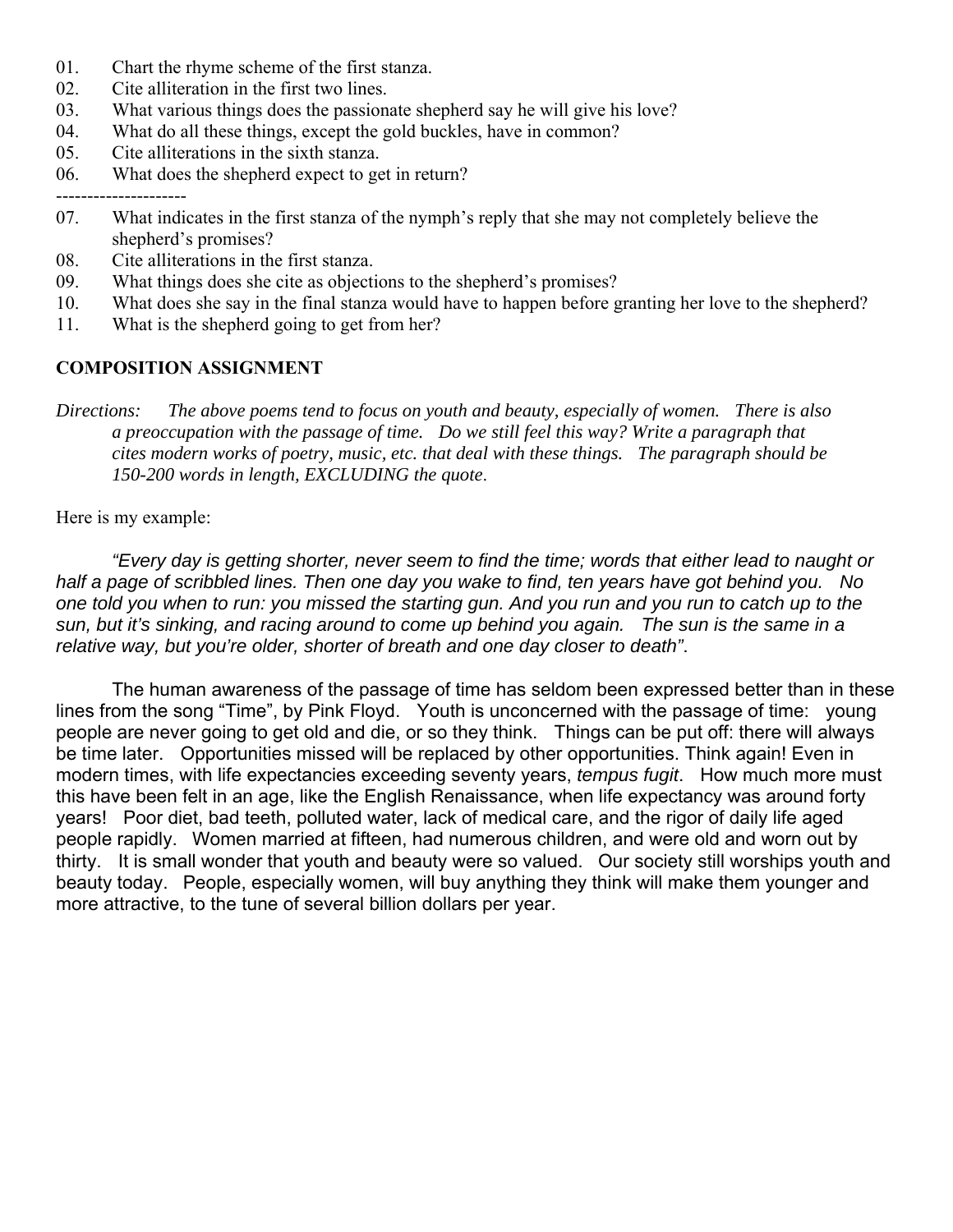01. Chart the rhyme scheme of the first stanza.
02. Cite alliteration in the first two lines.
03. What various things does the passionate shepherd say he will give his love?
04. What do all these things, except the gold buckles, have in common?
05. Cite alliterations in the sixth stanza.
06. What does the shepherd expect to get in return?

---------------------

07. What indicates in the first stanza of the nymph's reply that she may not completely believe the shepherd's promises?
08. Cite alliterations in the first stanza.
09. What things does she cite as objections to the shepherd's promises?
10. What does she say in the final stanza would have to happen before granting her love to the shepherd?
11. What is the shepherd going to get from her?

**COMPOSITION ASSIGNMENT**

*Directions: The above poems tend to focus on youth and beauty, especially of women. There is also a preoccupation with the passage of time. Do we still feel this way? Write a paragraph that cites modern works of poetry, music, etc. that deal with these things. The paragraph should be 150-200 words in length, EXCLUDING the quote.*

Here is my example:

*"Every day is getting shorter, never seem to find the time; words that either lead to naught or half a page of scribbled lines. Then one day you wake to find, ten years have got behind you. No one told you when to run: you missed the starting gun. And you run and you run to catch up to the sun, but it's sinking, and racing around to come up behind you again. The sun is the same in a relative way, but you're older, shorter of breath and one day closer to death".*

The human awareness of the passage of time has seldom been expressed better than in these lines from the song "Time", by Pink Floyd. Youth is unconcerned with the passage of time: young people are never going to get old and die, or so they think. Things can be put off: there will always be time later. Opportunities missed will be replaced by other opportunities. Think again! Even in modern times, with life expectancies exceeding seventy years, *tempus fugit*. How much more must this have been felt in an age, like the English Renaissance, when life expectancy was around forty years! Poor diet, bad teeth, polluted water, lack of medical care, and the rigor of daily life aged people rapidly. Women married at fifteen, had numerous children, and were old and worn out by thirty. It is small wonder that youth and beauty were so valued. Our society still worships youth and beauty today. People, especially women, will buy anything they think will make them younger and more attractive, to the tune of several billion dollars per year.